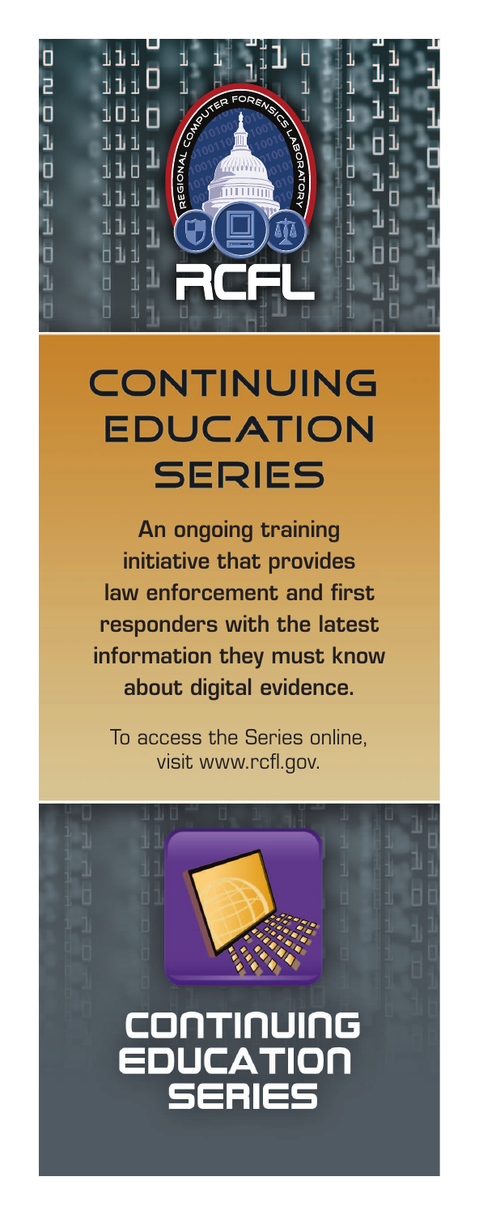REGIONAL COMPUTER FORENSICS LABORATORY

RCFL

# CONTINUING EDUCATION SERIES

**An ongoing training initiative that provides law enforcement and first responders with the latest information they must know about digital evidence.**

To access the Series online, visit www.rcfl.gov.

## CONTINUING EDUCATION SERIES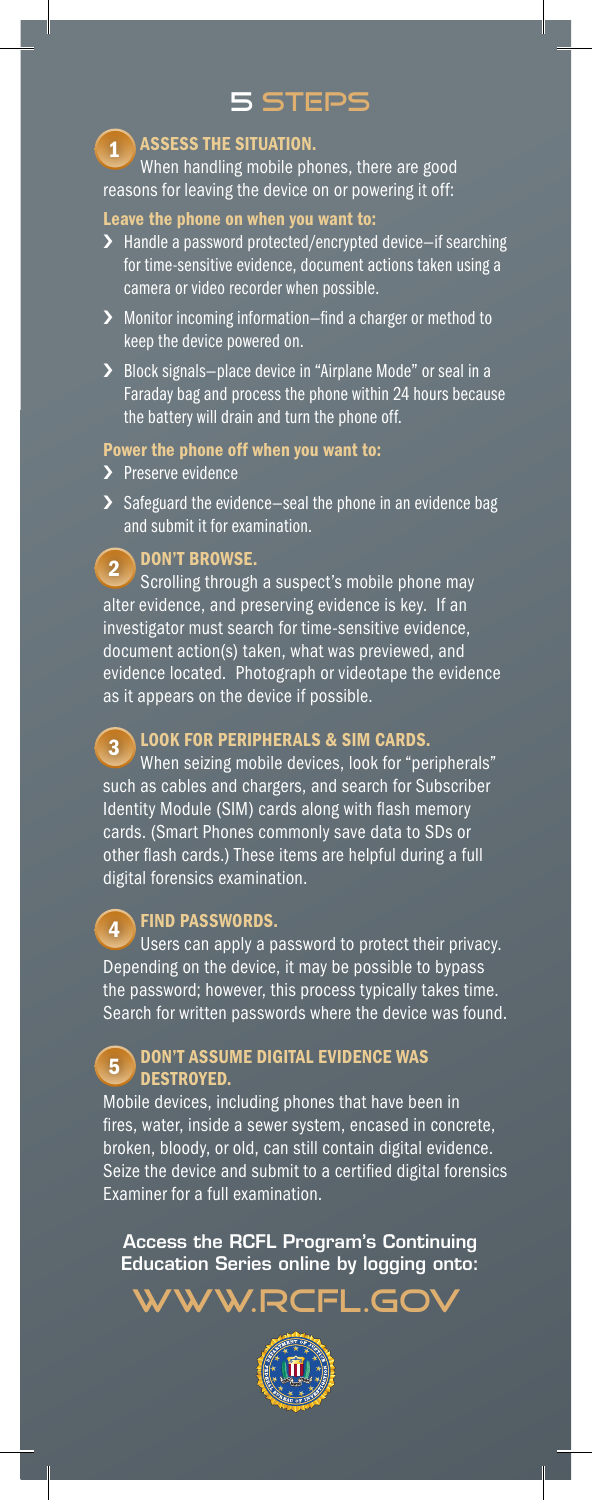# 5 STEPS

## 1 ASSESS THE SITUATION.

When handling mobile phones, there are good reasons for leaving the device on or powering it off:

### Leave the phone on when you want to:

- Handle a password protected/encrypted device—if searching for time-sensitive evidence, document actions taken using a camera or video recorder when possible.
- Monitor incoming information—find a charger or method to keep the device powered on.
- Block signals—place device in "Airplane Mode" or seal in a Faraday bag and process the phone within 24 hours because the battery will drain and turn the phone off.

### Power the phone off when you want to:

- Preserve evidence
- Safeguard the evidence—seal the phone in an evidence bag and submit it for examination.

## 2 DON'T BROWSE.

Scrolling through a suspect's mobile phone may alter evidence, and preserving evidence is key. If an investigator must search for time-sensitive evidence, document action(s) taken, what was previewed, and evidence located. Photograph or videotape the evidence as it appears on the device if possible.

## 3 LOOK FOR PERIPHERALS & SIM CARDS.

When seizing mobile devices, look for "peripherals" such as cables and chargers, and search for Subscriber Identity Module (SIM) cards along with flash memory cards. (Smart Phones commonly save data to SDs or other flash cards.) These items are helpful during a full digital forensics examination.

## 4 FIND PASSWORDS.

Users can apply a password to protect their privacy. Depending on the device, it may be possible to bypass the password; however, this process typically takes time. Search for written passwords where the device was found.

## 5 DON'T ASSUME DIGITAL EVIDENCE WAS DESTROYED.

Mobile devices, including phones that have been in fires, water, inside a sewer system, encased in concrete, broken, bloody, or old, can still contain digital evidence. Seize the device and submit to a certified digital forensics Examiner for a full examination.

**Access the RCFL Program's Continuing Education Series online by logging onto:**

**WWW.RCFL.GOV**